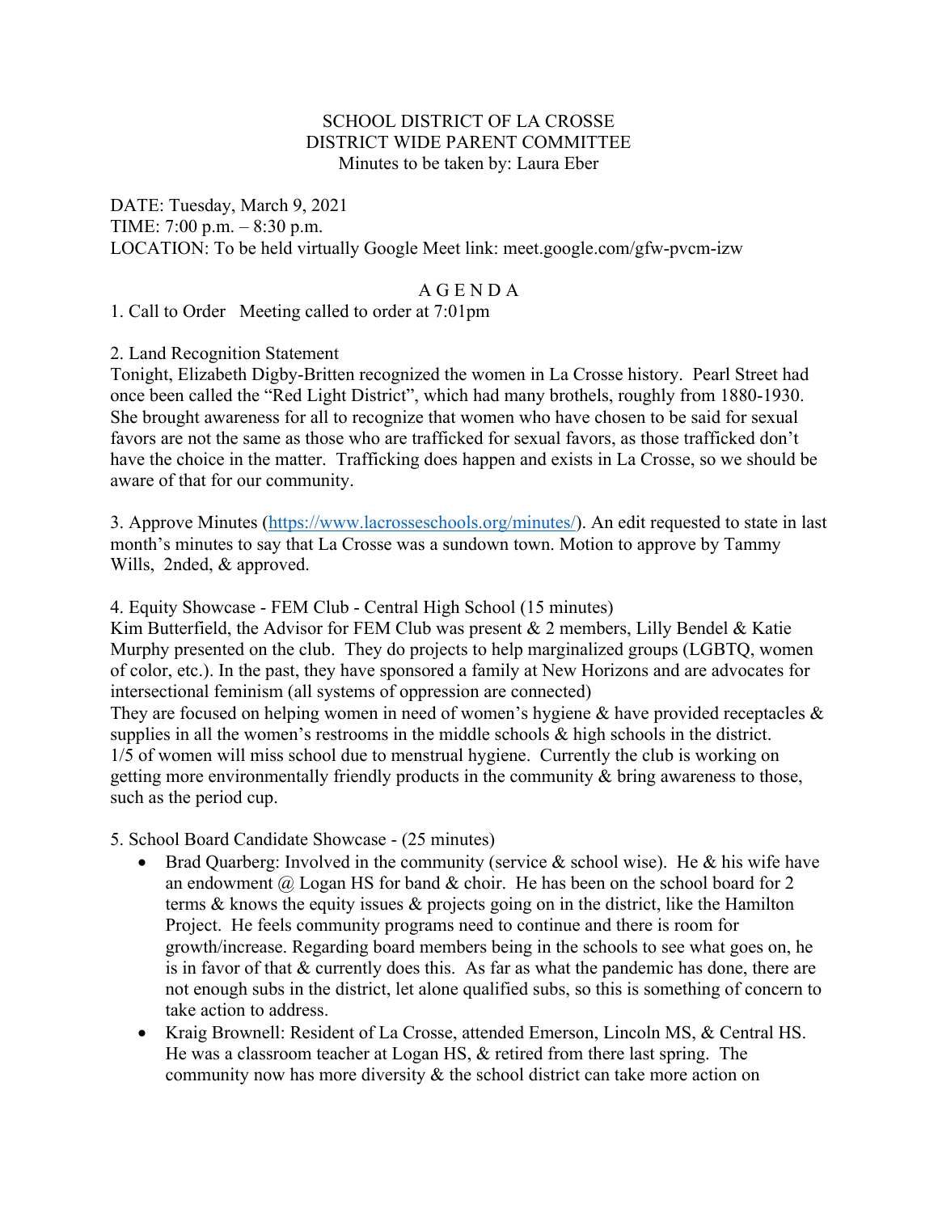SCHOOL DISTRICT OF LA CROSSE
DISTRICT WIDE PARENT COMMITTEE
Minutes to be taken by: Laura Eber

DATE: Tuesday, March 9, 2021
TIME: 7:00 p.m. – 8:30 p.m.
LOCATION: To be held virtually Google Meet link: meet.google.com/gfw-pvcm-izw

## A G E N D A

1. Call to Order   Meeting called to order at 7:01pm

2. Land Recognition Statement
Tonight, Elizabeth Digby-Britten recognized the women in La Crosse history. Pearl Street had once been called the "Red Light District", which had many brothels, roughly from 1880-1930. She brought awareness for all to recognize that women who have chosen to be said for sexual favors are not the same as those who are trafficked for sexual favors, as those trafficked don't have the choice in the matter. Trafficking does happen and exists in La Crosse, so we should be aware of that for our community.

3. Approve Minutes (https://www.lacrosseschools.org/minutes/). An edit requested to state in last month's minutes to say that La Crosse was a sundown town. Motion to approve by Tammy Wills, 2nded, & approved.

4. Equity Showcase - FEM Club - Central High School (15 minutes)
Kim Butterfield, the Advisor for FEM Club was present & 2 members, Lilly Bendel & Katie Murphy presented on the club. They do projects to help marginalized groups (LGBTQ, women of color, etc.). In the past, they have sponsored a family at New Horizons and are advocates for intersectional feminism (all systems of oppression are connected)
They are focused on helping women in need of women's hygiene & have provided receptacles & supplies in all the women's restrooms in the middle schools & high schools in the district. 1/5 of women will miss school due to menstrual hygiene. Currently the club is working on getting more environmentally friendly products in the community & bring awareness to those, such as the period cup.

5. School Board Candidate Showcase - (25 minutes)

- Brad Quarberg: Involved in the community (service & school wise). He & his wife have an endowment @ Logan HS for band & choir. He has been on the school board for 2 terms & knows the equity issues & projects going on in the district, like the Hamilton Project. He feels community programs need to continue and there is room for growth/increase. Regarding board members being in the schools to see what goes on, he is in favor of that & currently does this. As far as what the pandemic has done, there are not enough subs in the district, let alone qualified subs, so this is something of concern to take action to address.
- Kraig Brownell: Resident of La Crosse, attended Emerson, Lincoln MS, & Central HS. He was a classroom teacher at Logan HS, & retired from there last spring. The community now has more diversity & the school district can take more action on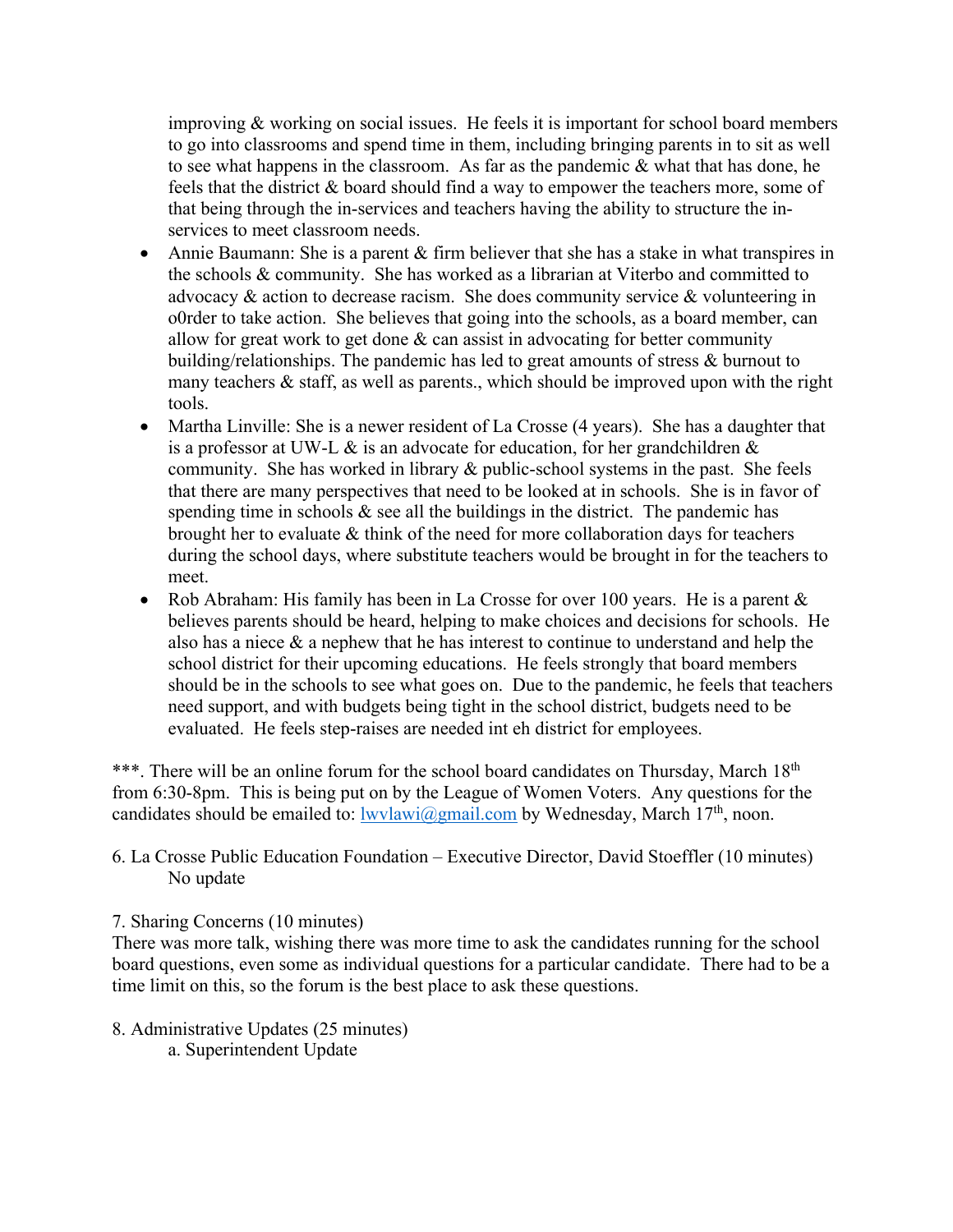improving & working on social issues. He feels it is important for school board members to go into classrooms and spend time in them, including bringing parents in to sit as well to see what happens in the classroom. As far as the pandemic & what that has done, he feels that the district & board should find a way to empower the teachers more, some of that being through the in-services and teachers having the ability to structure the in-services to meet classroom needs.

- Annie Baumann: She is a parent & firm believer that she has a stake in what transpires in the schools & community. She has worked as a librarian at Viterbo and committed to advocacy & action to decrease racism. She does community service & volunteering in o0rder to take action. She believes that going into the schools, as a board member, can allow for great work to get done & can assist in advocating for better community building/relationships. The pandemic has led to great amounts of stress & burnout to many teachers & staff, as well as parents., which should be improved upon with the right tools.
- Martha Linville: She is a newer resident of La Crosse (4 years). She has a daughter that is a professor at UW-L & is an advocate for education, for her grandchildren & community. She has worked in library & public-school systems in the past. She feels that there are many perspectives that need to be looked at in schools. She is in favor of spending time in schools & see all the buildings in the district. The pandemic has brought her to evaluate & think of the need for more collaboration days for teachers during the school days, where substitute teachers would be brought in for the teachers to meet.
- Rob Abraham: His family has been in La Crosse for over 100 years. He is a parent & believes parents should be heard, helping to make choices and decisions for schools. He also has a niece & a nephew that he has interest to continue to understand and help the school district for their upcoming educations. He feels strongly that board members should be in the schools to see what goes on. Due to the pandemic, he feels that teachers need support, and with budgets being tight in the school district, budgets need to be evaluated. He feels step-raises are needed int eh district for employees.

***. There will be an online forum for the school board candidates on Thursday, March 18th from 6:30-8pm. This is being put on by the League of Women Voters. Any questions for the candidates should be emailed to: lwvlawi@gmail.com by Wednesday, March 17th, noon.

6. La Crosse Public Education Foundation – Executive Director, David Stoeffler (10 minutes)
   No update

7. Sharing Concerns (10 minutes)

There was more talk, wishing there was more time to ask the candidates running for the school board questions, even some as individual questions for a particular candidate. There had to be a time limit on this, so the forum is the best place to ask these questions.

8. Administrative Updates (25 minutes)
   a. Superintendent Update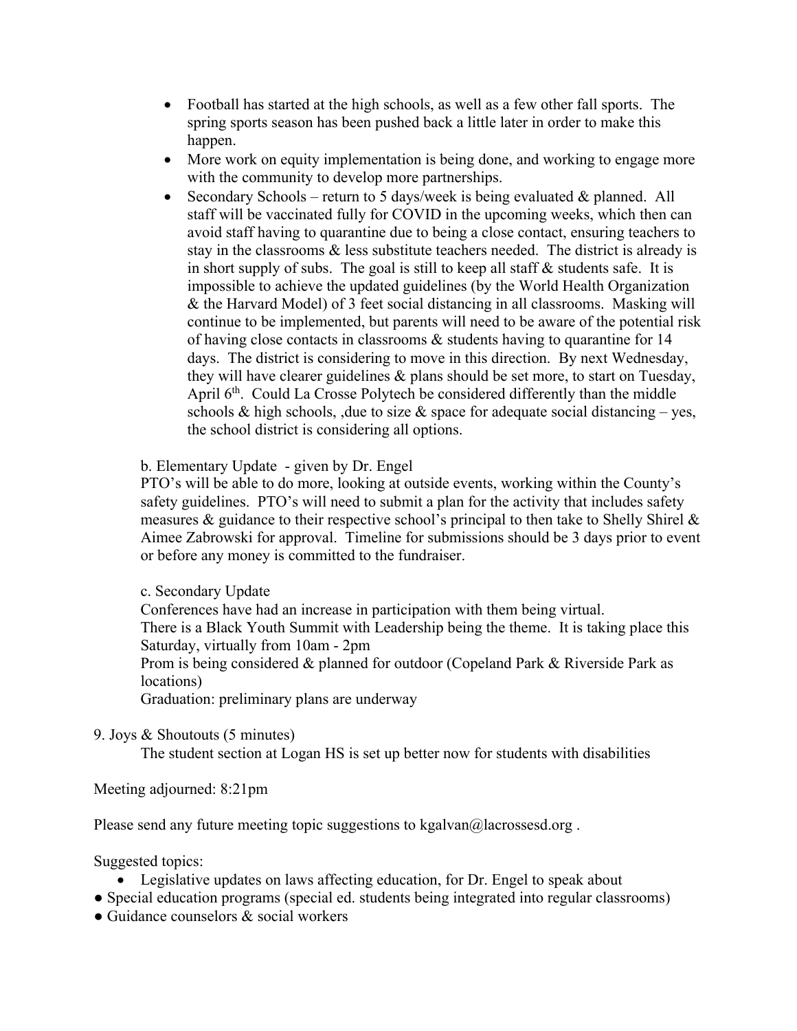- Football has started at the high schools, as well as a few other fall sports. The spring sports season has been pushed back a little later in order to make this happen.
- More work on equity implementation is being done, and working to engage more with the community to develop more partnerships.
- Secondary Schools – return to 5 days/week is being evaluated & planned. All staff will be vaccinated fully for COVID in the upcoming weeks, which then can avoid staff having to quarantine due to being a close contact, ensuring teachers to stay in the classrooms & less substitute teachers needed. The district is already is in short supply of subs. The goal is still to keep all staff & students safe. It is impossible to achieve the updated guidelines (by the World Health Organization & the Harvard Model) of 3 feet social distancing in all classrooms. Masking will continue to be implemented, but parents will need to be aware of the potential risk of having close contacts in classrooms & students having to quarantine for 14 days. The district is considering to move in this direction. By next Wednesday, they will have clearer guidelines & plans should be set more, to start on Tuesday, April 6th. Could La Crosse Polytech be considered differently than the middle schools & high schools, ,due to size & space for adequate social distancing – yes, the school district is considering all options.

b. Elementary Update - given by Dr. Engel

PTO's will be able to do more, looking at outside events, working within the County's safety guidelines. PTO's will need to submit a plan for the activity that includes safety measures & guidance to their respective school's principal to then take to Shelly Shirel & Aimee Zabrowski for approval. Timeline for submissions should be 3 days prior to event or before any money is committed to the fundraiser.

c. Secondary Update

Conferences have had an increase in participation with them being virtual.
There is a Black Youth Summit with Leadership being the theme. It is taking place this Saturday, virtually from 10am - 2pm
Prom is being considered & planned for outdoor (Copeland Park & Riverside Park as locations)
Graduation: preliminary plans are underway

9. Joys & Shoutouts (5 minutes)

The student section at Logan HS is set up better now for students with disabilities

Meeting adjourned: 8:21pm

Please send any future meeting topic suggestions to kgalvan@lacrossesd.org .

Suggested topics:

- Legislative updates on laws affecting education, for Dr. Engel to speak about
- Special education programs (special ed. students being integrated into regular classrooms)
- Guidance counselors & social workers